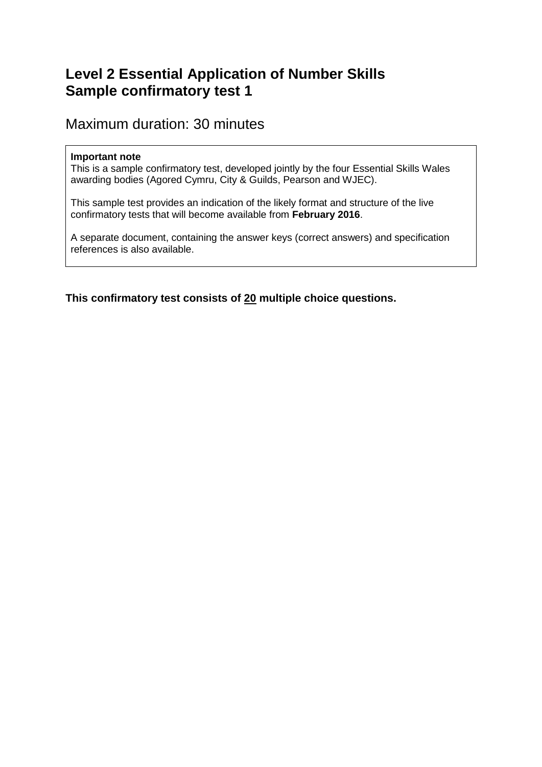# Level 2 Essential Application of Number Skills
# Sample confirmatory test 1

## Maximum duration: 30 minutes

> **Important note**
> This is a sample confirmatory test, developed jointly by the four Essential Skills Wales awarding bodies (Agored Cymru, City & Guilds, Pearson and WJEC).
>
> This sample test provides an indication of the likely format and structure of the live confirmatory tests that will become available from **February 2016**.
>
> A separate document, containing the answer keys (correct answers) and specification references is also available.

**This confirmatory test consists of <u>20</u> multiple choice questions.**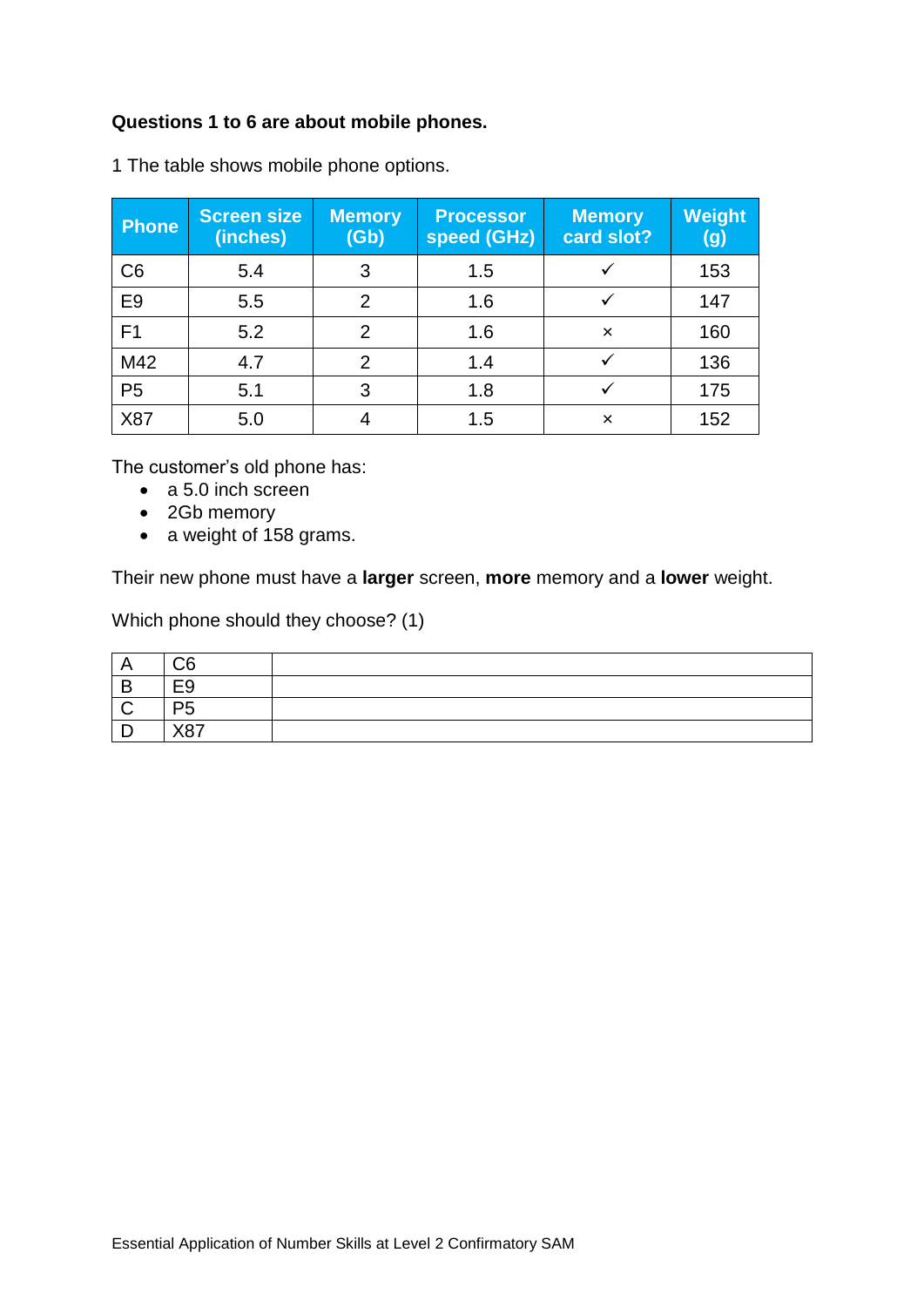**Questions 1 to 6 are about mobile phones.**

1 The table shows mobile phone options.

| Phone | Screen size (inches) | Memory (Gb) | Processor speed (GHz) | Memory card slot? | Weight (g) |
|---|---|---|---|---|---|
| C6 | 5.4 | 3 | 1.5 | ✓ | 153 |
| E9 | 5.5 | 2 | 1.6 | ✓ | 147 |
| F1 | 5.2 | 2 | 1.6 | × | 160 |
| M42 | 4.7 | 2 | 1.4 | ✓ | 136 |
| P5 | 5.1 | 3 | 1.8 | ✓ | 175 |
| X87 | 5.0 | 4 | 1.5 | × | 152 |

The customer's old phone has:

- a 5.0 inch screen
- 2Gb memory
- a weight of 158 grams.

Their new phone must have a **larger** screen, **more** memory and a **lower** weight.

Which phone should they choose? (1)

| | | |
|---|---|---|
| A | C6 | |
| B | E9 | |
| C | P5 | |
| D | X87 | |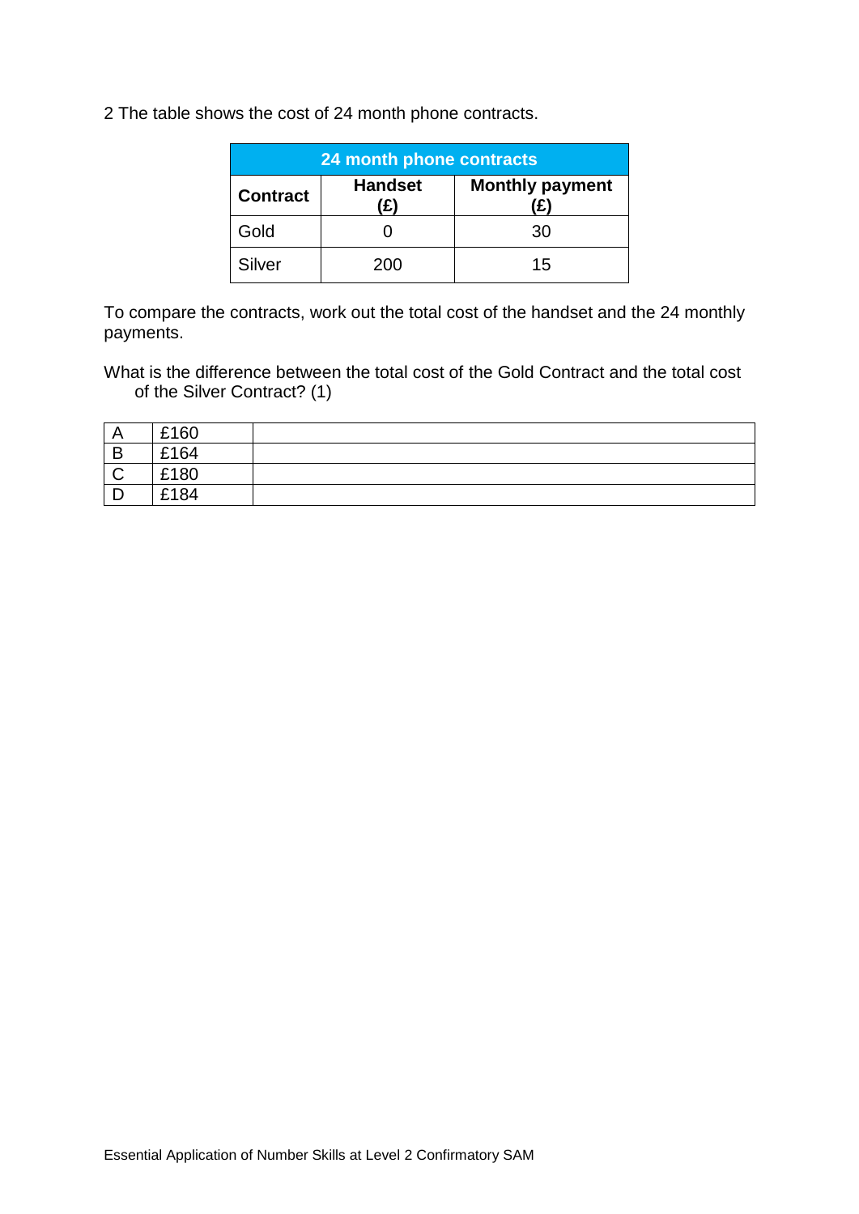2 The table shows the cost of 24 month phone contracts.

| 24 month phone contracts | | |
|---|---|---|
| **Contract** | **Handset (£)** | **Monthly payment (£)** |
| Gold | 0 | 30 |
| Silver | 200 | 15 |

To compare the contracts, work out the total cost of the handset and the 24 monthly payments.

What is the difference between the total cost of the Gold Contract and the total cost of the Silver Contract? (1)

| | | |
|---|---|---|
| A | £160 | |
| B | £164 | |
| C | £180 | |
| D | £184 | |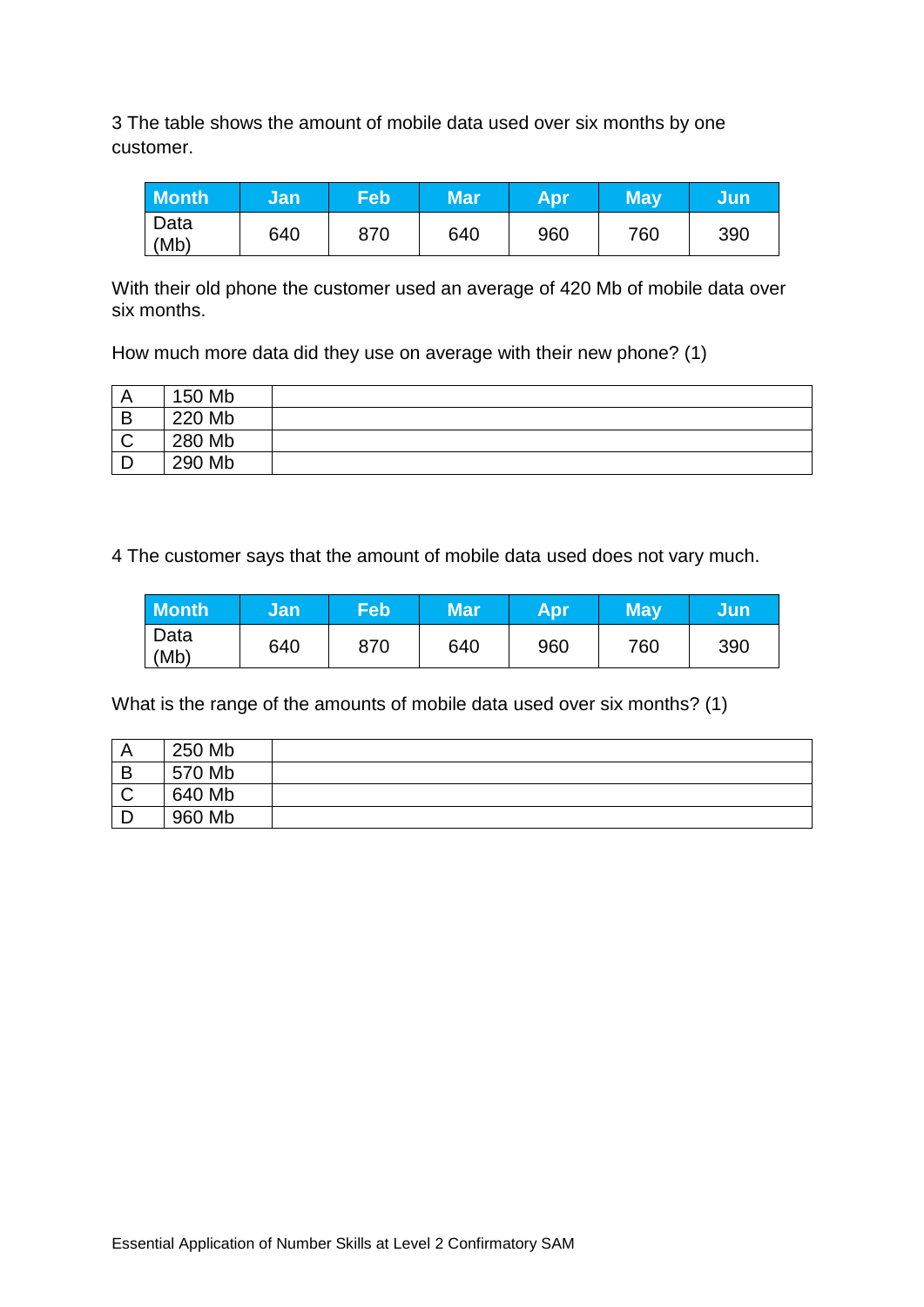3 The table shows the amount of mobile data used over six months by one customer.

| Month | Jan | Feb | Mar | Apr | May | Jun |
|---|---|---|---|---|---|---|
| Data (Mb) | 640 | 870 | 640 | 960 | 760 | 390 |

With their old phone the customer used an average of 420 Mb of mobile data over six months.

How much more data did they use on average with their new phone? (1)

| | | |
|---|---|---|
| A | 150 Mb | |
| B | 220 Mb | |
| C | 280 Mb | |
| D | 290 Mb | |

4 The customer says that the amount of mobile data used does not vary much.

| Month | Jan | Feb | Mar | Apr | May | Jun |
|---|---|---|---|---|---|---|
| Data (Mb) | 640 | 870 | 640 | 960 | 760 | 390 |

What is the range of the amounts of mobile data used over six months? (1)

| | | |
|---|---|---|
| A | 250 Mb | |
| B | 570 Mb | |
| C | 640 Mb | |
| D | 960 Mb | |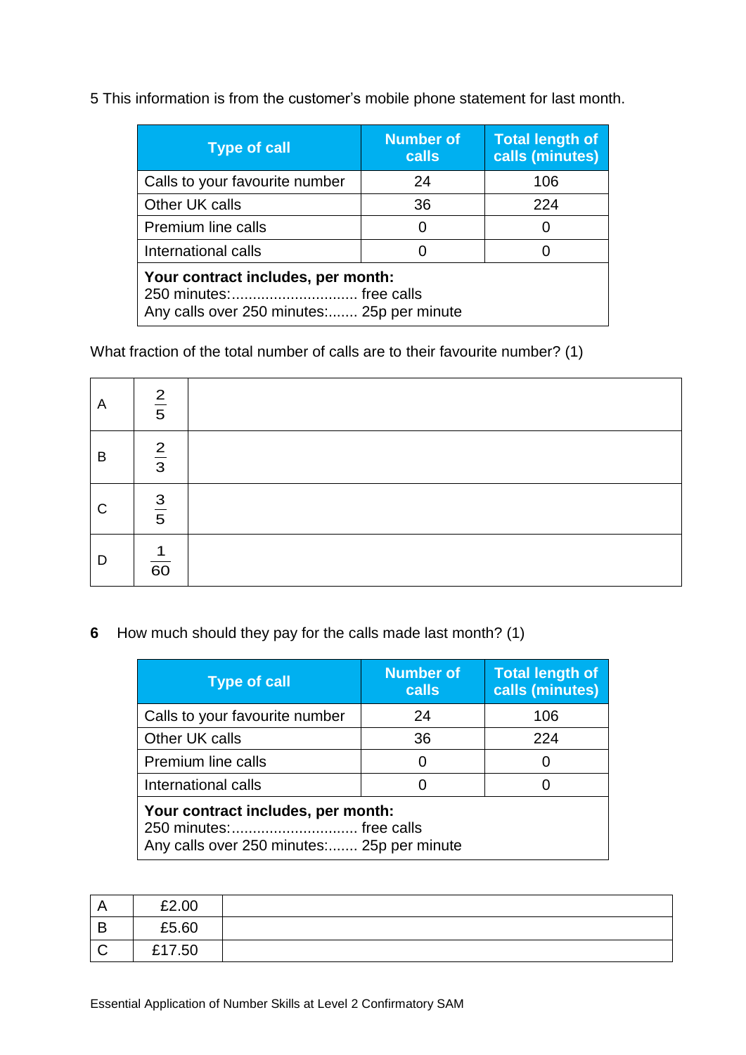5 This information is from the customer's mobile phone statement for last month.

| Type of call | Number of calls | Total length of calls (minutes) |
|---|---|---|
| Calls to your favourite number | 24 | 106 |
| Other UK calls | 36 | 224 |
| Premium line calls | 0 | 0 |
| International calls | 0 | 0 |
| **Your contract includes, per month:** 250 minutes:.............................. free calls Any calls over 250 minutes:....... 25p per minute | | |

What fraction of the total number of calls are to their favourite number? (1)

| | | |
|---|---|---|
| A | $\frac{2}{5}$ | |
| B | $\frac{2}{3}$ | |
| C | $\frac{3}{5}$ | |
| D | $\frac{1}{60}$ | |

**6** How much should they pay for the calls made last month? (1)

| Type of call | Number of calls | Total length of calls (minutes) |
|---|---|---|
| Calls to your favourite number | 24 | 106 |
| Other UK calls | 36 | 224 |
| Premium line calls | 0 | 0 |
| International calls | 0 | 0 |
| **Your contract includes, per month:** 250 minutes:.............................. free calls Any calls over 250 minutes:....... 25p per minute | | |

| | | |
|---|---|---|
| A | £2.00 | |
| B | £5.60 | |
| C | £17.50 | |

Essential Application of Number Skills at Level 2 Confirmatory SAM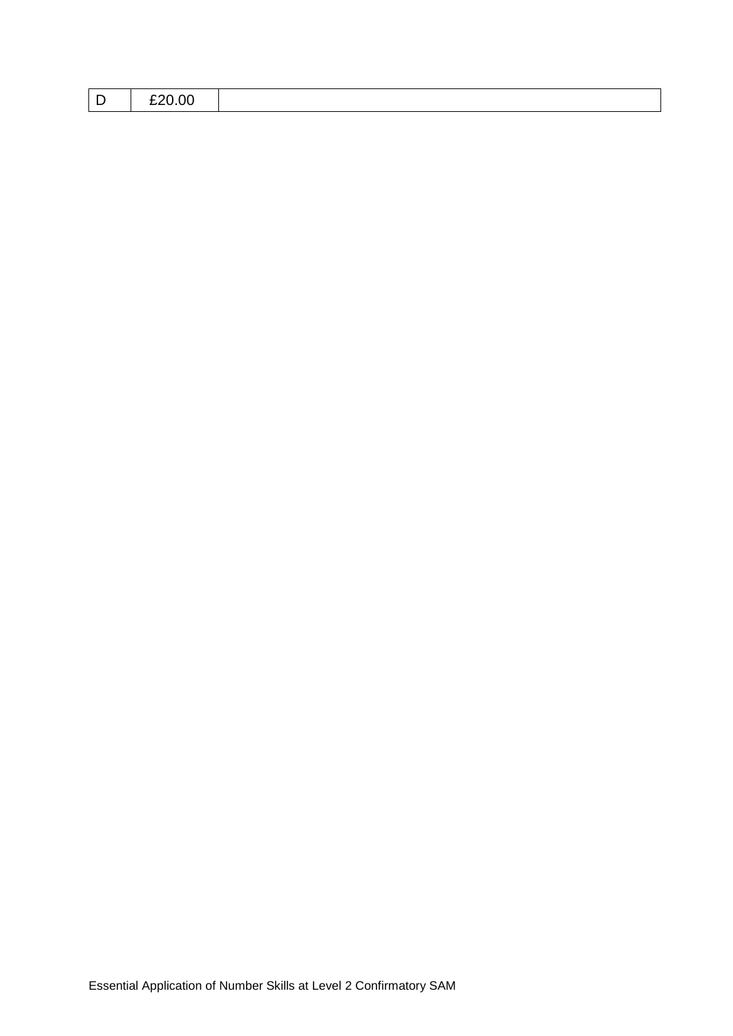| D | £20.00 | |
| --- | --- | --- |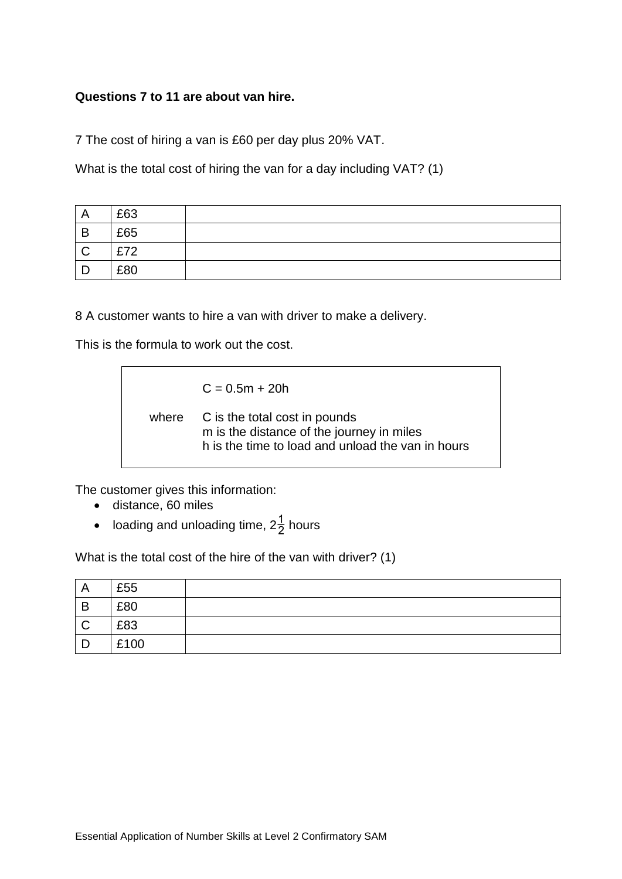**Questions 7 to 11 are about van hire.**

7 The cost of hiring a van is £60 per day plus 20% VAT.

What is the total cost of hiring the van for a day including VAT? (1)

| | | |
|---|---|---|
| A | £63 | |
| B | £65 | |
| C | £72 | |
| D | £80 | |

8 A customer wants to hire a van with driver to make a delivery.

This is the formula to work out the cost.

$$C = 0.5m + 20h$$

where C is the total cost in pounds
m is the distance of the journey in miles
h is the time to load and unload the van in hours

The customer gives this information:

- distance, 60 miles
- loading and unloading time, $2\frac{1}{2}$ hours

What is the total cost of the hire of the van with driver? (1)

| | | |
|---|---|---|
| A | £55 | |
| B | £80 | |
| C | £83 | |
| D | £100 | |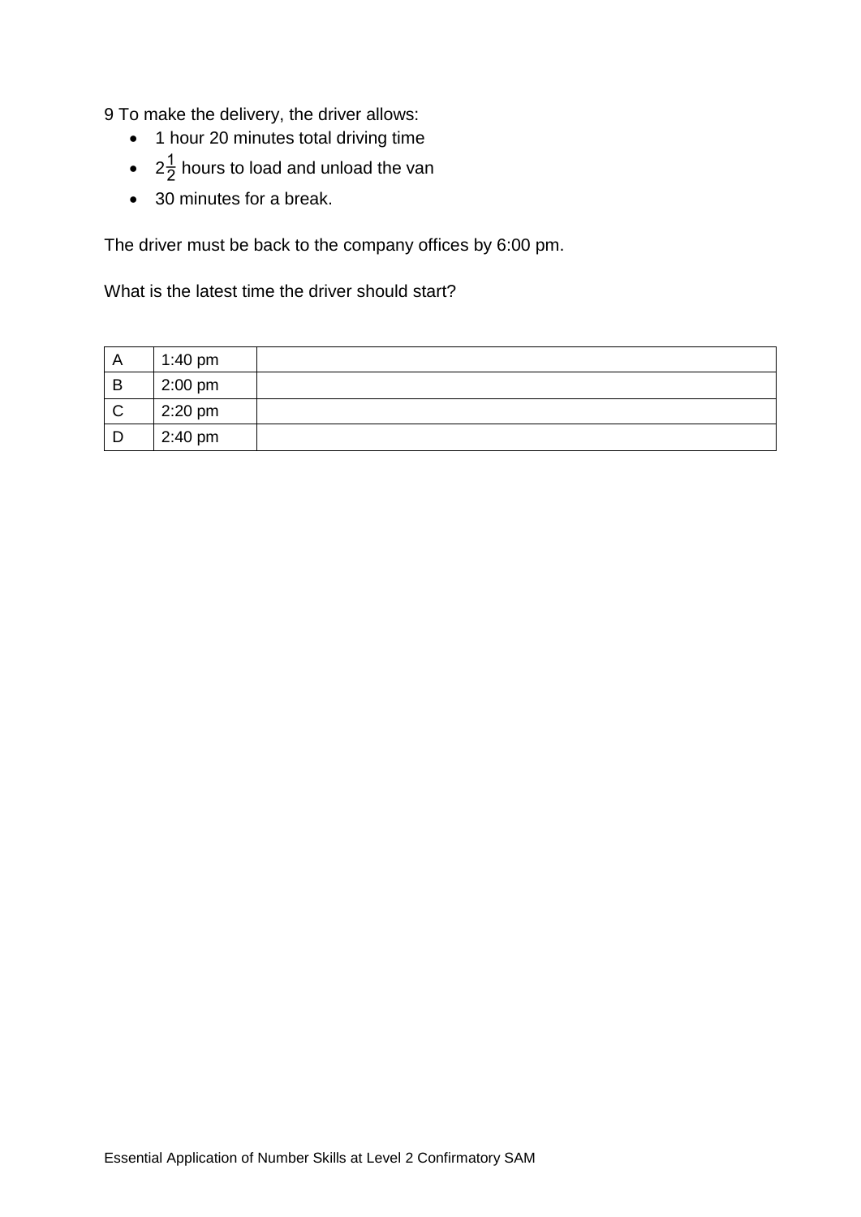9 To make the delivery, the driver allows:

- 1 hour 20 minutes total driving time
- $2\frac{1}{2}$ hours to load and unload the van
- 30 minutes for a break.

The driver must be back to the company offices by 6:00 pm.

What is the latest time the driver should start?

| | | |
|---|---|---|
| A | 1:40 pm | |
| B | 2:00 pm | |
| C | 2:20 pm | |
| D | 2:40 pm | |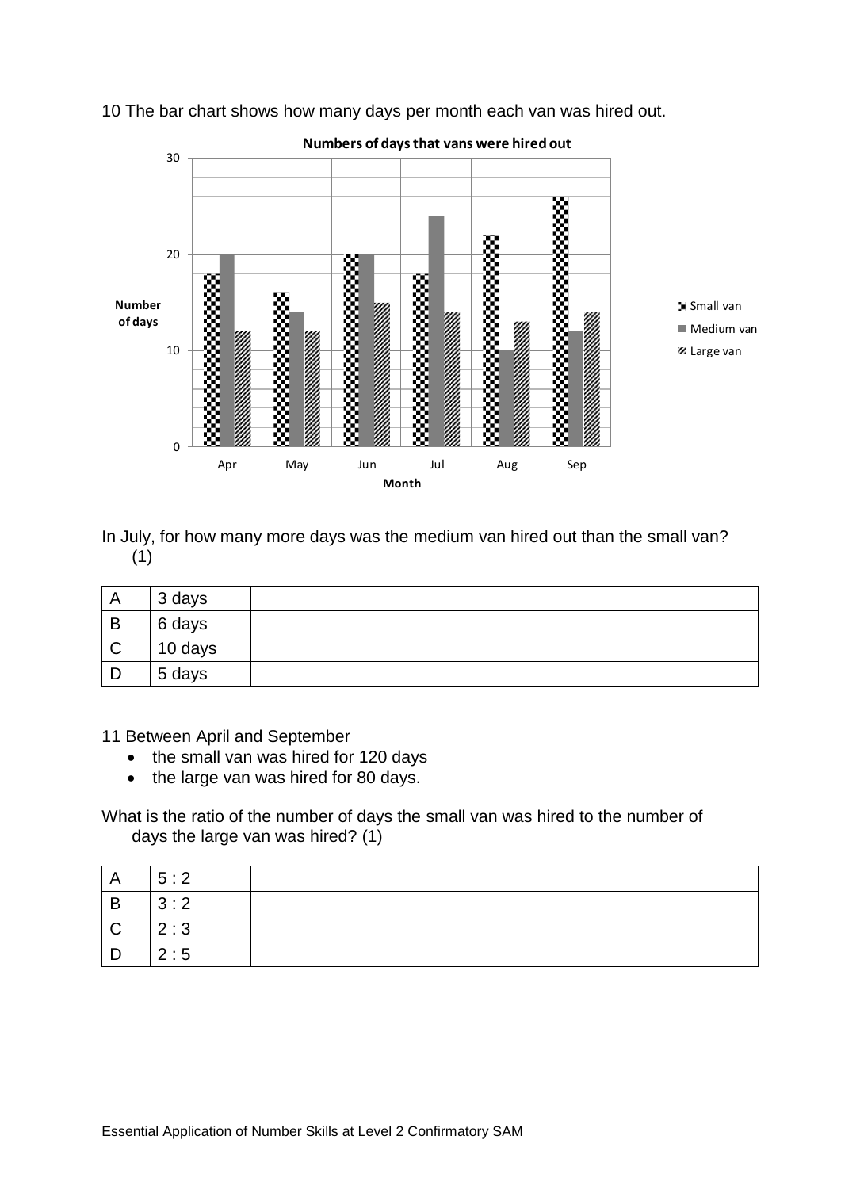10 The bar chart shows how many days per month each van was hired out.

**Numbers of days that vans were hired out**

| Month | Small van | Medium van | Large van |
|---|---|---|---|
| Apr | 18 | 20 | 12 |
| May | 16 | 14 | 12 |
| Jun | 20 | 20 | 15 |
| Jul | 18 | 24 | 14 |
| Aug | 22 | 10 | 13 |
| Sep | 26 | 12 | 14 |

In July, for how many more days was the medium van hired out than the small van? (1)

| | | |
|---|---|---|
| A | 3 days | |
| B | 6 days | |
| C | 10 days | |
| D | 5 days | |

11 Between April and September

- the small van was hired for 120 days
- the large van was hired for 80 days.

What is the ratio of the number of days the small van was hired to the number of days the large van was hired? (1)

| | | |
|---|---|---|
| A | 5 : 2 | |
| B | 3 : 2 | |
| C | 2 : 3 | |
| D | 2 : 5 | |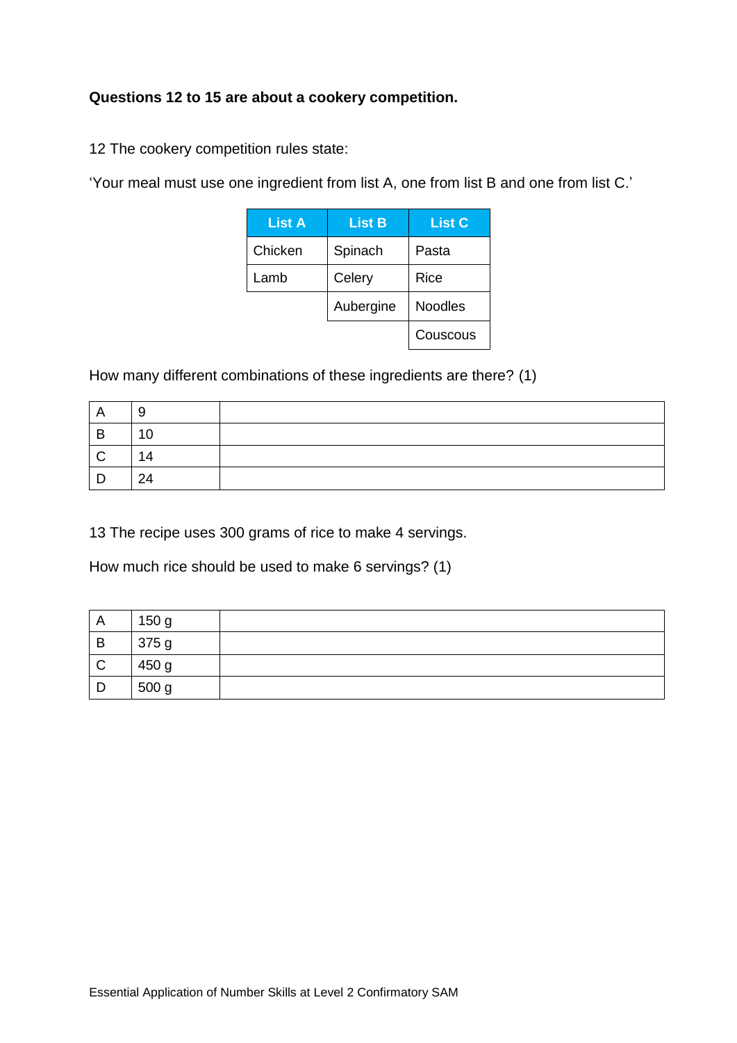**Questions 12 to 15 are about a cookery competition.**

12 The cookery competition rules state:

'Your meal must use one ingredient from list A, one from list B and one from list C.'

| List A | List B | List C |
|---|---|---|
| Chicken | Spinach | Pasta |
| Lamb | Celery | Rice |
| | Aubergine | Noodles |
| | | Couscous |

How many different combinations of these ingredients are there? (1)

| | | |
|---|---|---|
| A | 9 | |
| B | 10 | |
| C | 14 | |
| D | 24 | |

13 The recipe uses 300 grams of rice to make 4 servings.

How much rice should be used to make 6 servings? (1)

| | | |
|---|---|---|
| A | 150 g | |
| B | 375 g | |
| C | 450 g | |
| D | 500 g | |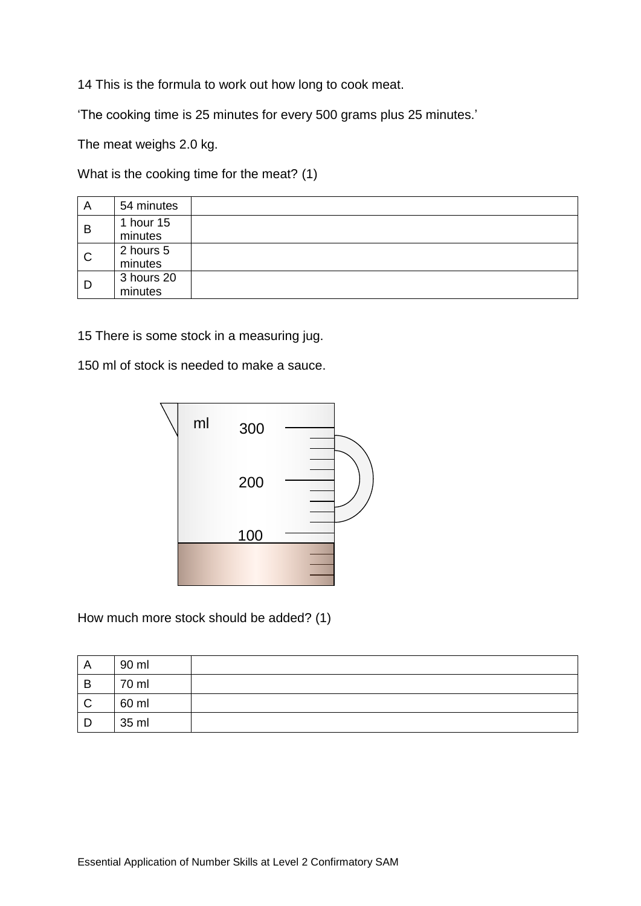14 This is the formula to work out how long to cook meat.

'The cooking time is 25 minutes for every 500 grams plus 25 minutes.'

The meat weighs 2.0 kg.

What is the cooking time for the meat? (1)

| | | |
|---|---|---|
| A | 54 minutes | |
| B | 1 hour 15 minutes | |
| C | 2 hours 5 minutes | |
| D | 3 hours 20 minutes | |

15 There is some stock in a measuring jug.

150 ml of stock is needed to make a sauce.

ml 300 200 100

How much more stock should be added? (1)

| | | |
|---|---|---|
| A | 90 ml | |
| B | 70 ml | |
| C | 60 ml | |
| D | 35 ml | |

Essential Application of Number Skills at Level 2 Confirmatory SAM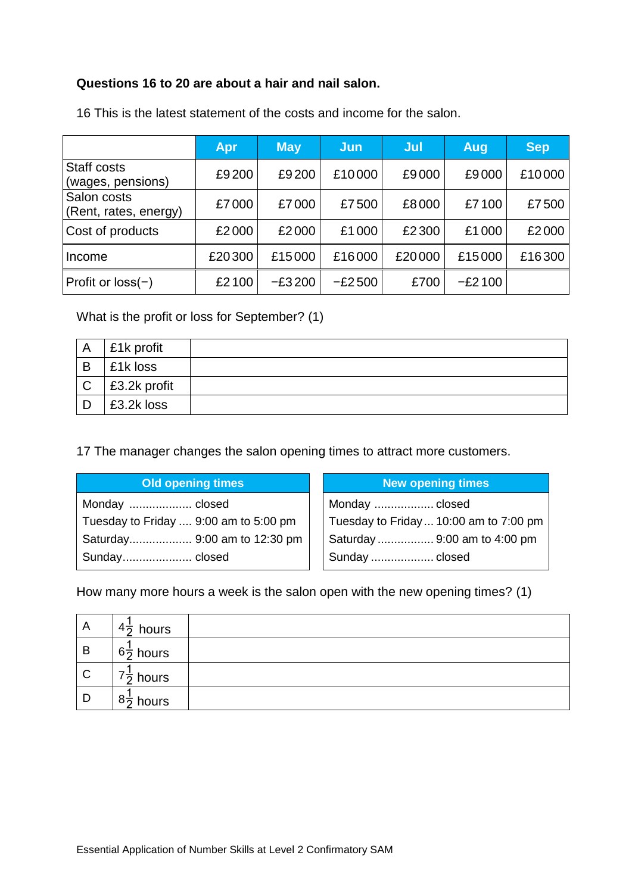**Questions 16 to 20 are about a hair and nail salon.**

16 This is the latest statement of the costs and income for the salon.

| | Apr | May | Jun | Jul | Aug | Sep |
|---|---|---|---|---|---|---|
| Staff costs (wages, pensions) | £9 200 | £9 200 | £10 000 | £9 000 | £9 000 | £10 000 |
| Salon costs (Rent, rates, energy) | £7 000 | £7 000 | £7 500 | £8 000 | £7 100 | £7 500 |
| Cost of products | £2 000 | £2 000 | £1 000 | £2 300 | £1 000 | £2 000 |
| Income | £20 300 | £15 000 | £16 000 | £20 000 | £15 000 | £16 300 |
| Profit or loss(−) | £2 100 | −£3 200 | −£2 500 | £700 | −£2 100 | |

What is the profit or loss for September? (1)

| | | |
|---|---|---|
| A | £1k profit | |
| B | £1k loss | |
| C | £3.2k profit | |
| D | £3.2k loss | |

17 The manager changes the salon opening times to attract more customers.

| Old opening times | |
|---|---|
| Monday | closed |
| Tuesday to Friday | 9:00 am to 5:00 pm |
| Saturday | 9:00 am to 12:30 pm |
| Sunday | closed |

| New opening times | |
|---|---|
| Monday | closed |
| Tuesday to Friday | 10:00 am to 7:00 pm |
| Saturday | 9:00 am to 4:00 pm |
| Sunday | closed |

How many more hours a week is the salon open with the new opening times? (1)

| | | |
|---|---|---|
| A | $4\frac{1}{2}$ hours | |
| B | $6\frac{1}{2}$ hours | |
| C | $7\frac{1}{2}$ hours | |
| D | $8\frac{1}{2}$ hours | |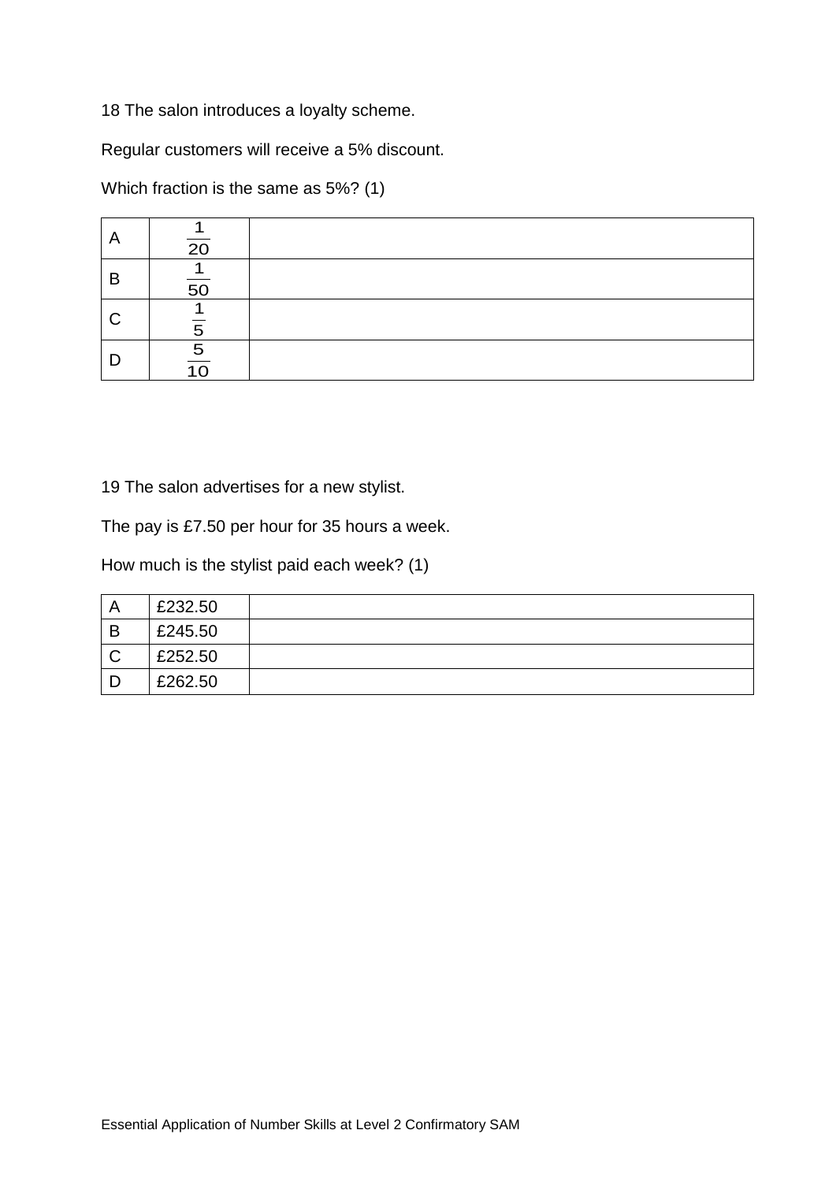18 The salon introduces a loyalty scheme.

Regular customers will receive a 5% discount.

Which fraction is the same as 5%? (1)

| | | |
|---|---|---|
| A | $\frac{1}{20}$ | |
| B | $\frac{1}{50}$ | |
| C | $\frac{1}{5}$ | |
| D | $\frac{5}{10}$ | |

19 The salon advertises for a new stylist.

The pay is £7.50 per hour for 35 hours a week.

How much is the stylist paid each week? (1)

| | | |
|---|---|---|
| A | £232.50 | |
| B | £245.50 | |
| C | £252.50 | |
| D | £262.50 | |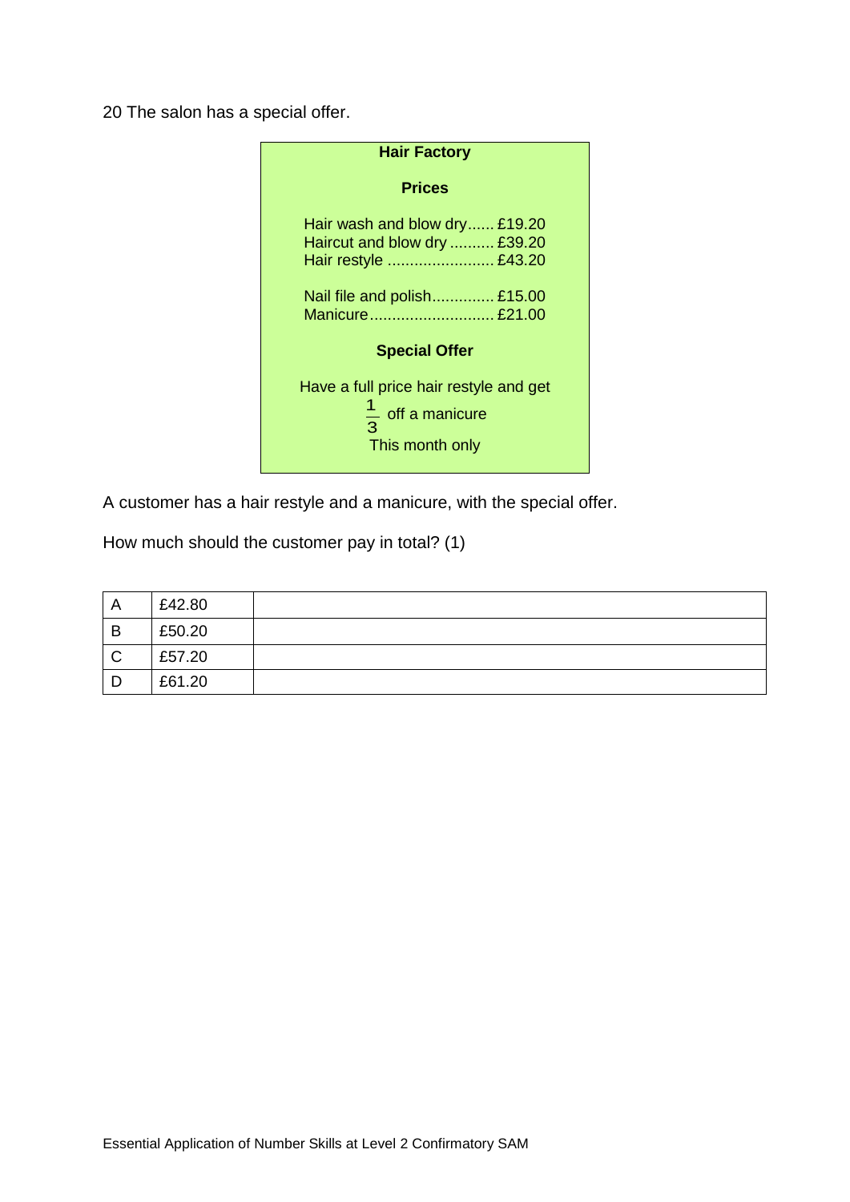20 The salon has a special offer.

**Hair Factory**

**Prices**

Hair wash and blow dry...... £19.20
Haircut and blow dry .......... £39.20
Hair restyle ........................ £43.20

Nail file and polish............. £15.00
Manicure........................... £21.00

**Special Offer**

Have a full price hair restyle and get $\frac{1}{3}$ off a manicure
This month only

A customer has a hair restyle and a manicure, with the special offer.

How much should the customer pay in total? (1)

| | | |
|---|---|---|
| A | £42.80 | |
| B | £50.20 | |
| C | £57.20 | |
| D | £61.20 | |